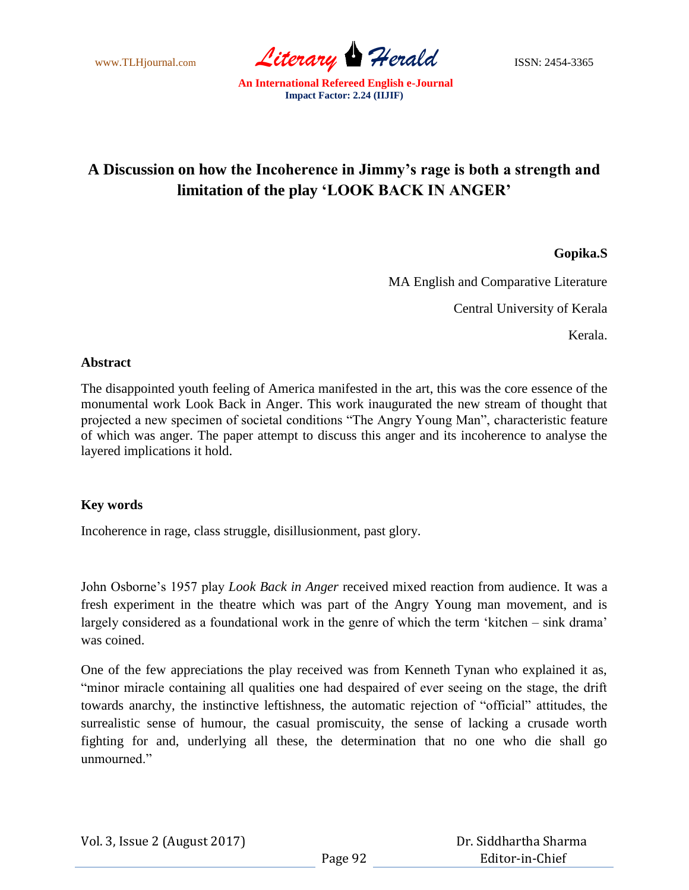# A Discussion on how the Incoherence in Jimmy's rage is both a strength and limitation of the play 'LOOK BACK IN ANGER'

**Gopika.S**

MA English and Comparative Literature

Central University of Kerala

Kerala.

## Abstract

The disappointed youth feeling of America manifested in the art, this was the core essence of the monumental work Look Back in Anger. This work inaugurated the new stream of thought that projected a new specimen of societal conditions "The Angry Young Man", characteristic feature of which was anger. The paper attempt to discuss this anger and its incoherence to analyse the layered implications it hold.

## Key words

Incoherence in rage, class struggle, disillusionment, past glory.

John Osborne's 1957 play *Look Back in Anger* received mixed reaction from audience. It was a fresh experiment in the theatre which was part of the Angry Young man movement, and is largely considered as a foundational work in the genre of which the term 'kitchen – sink drama' was coined.

One of the few appreciations the play received was from Kenneth Tynan who explained it as, "minor miracle containing all qualities one had despaired of ever seeing on the stage, the drift towards anarchy, the instinctive leftishness, the automatic rejection of "official" attitudes, the surrealistic sense of humour, the casual promiscuity, the sense of lacking a crusade worth fighting for and, underlying all these, the determination that no one who die shall go unmourned."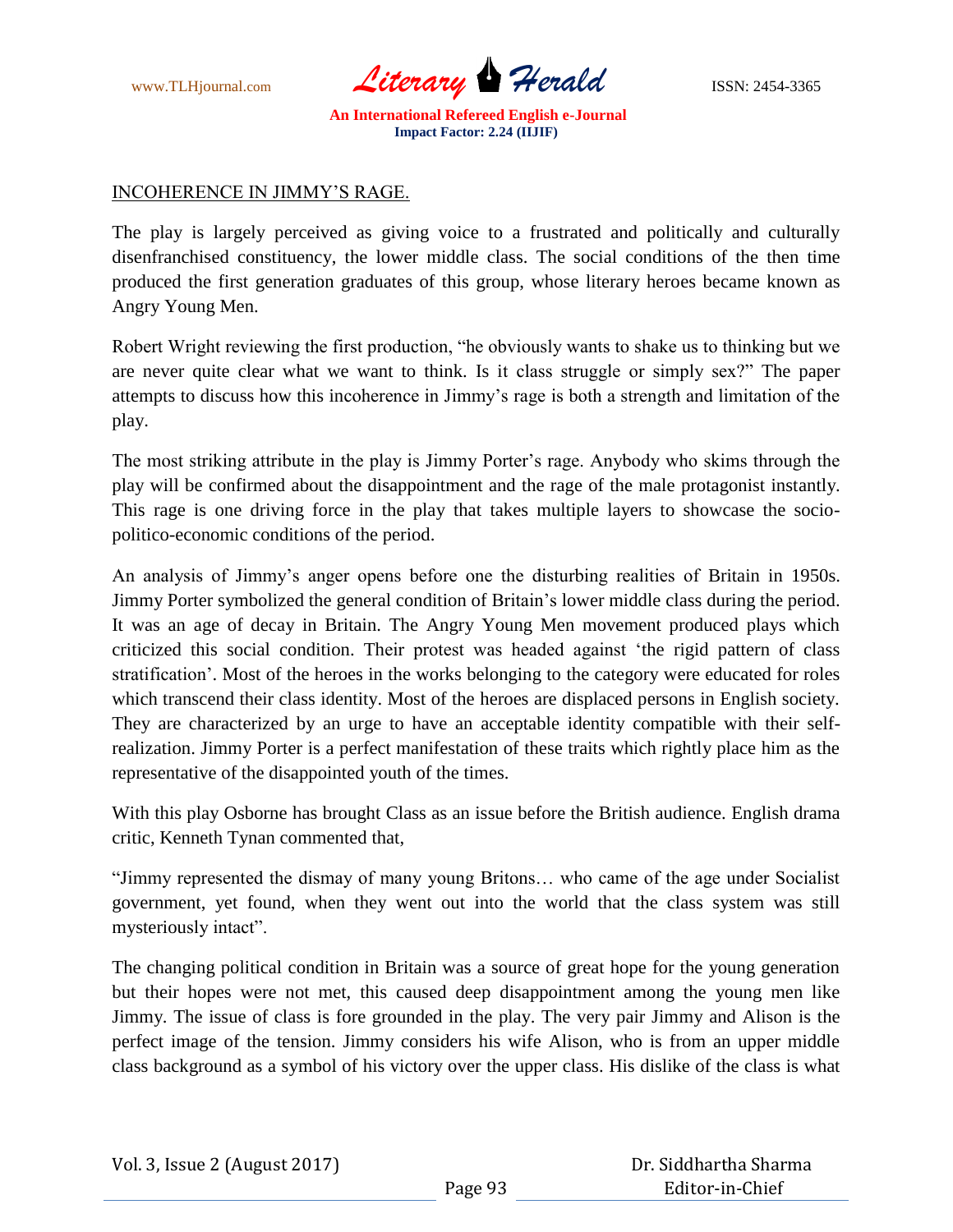INCOHERENCE IN JIMMY'S RAGE.

The play is largely perceived as giving voice to a frustrated and politically and culturally disenfranchised constituency, the lower middle class. The social conditions of the then time produced the first generation graduates of this group, whose literary heroes became known as Angry Young Men.

Robert Wright reviewing the first production, "he obviously wants to shake us to thinking but we are never quite clear what we want to think. Is it class struggle or simply sex?" The paper attempts to discuss how this incoherence in Jimmy's rage is both a strength and limitation of the play.

The most striking attribute in the play is Jimmy Porter's rage. Anybody who skims through the play will be confirmed about the disappointment and the rage of the male protagonist instantly. This rage is one driving force in the play that takes multiple layers to showcase the socio-politico-economic conditions of the period.

An analysis of Jimmy's anger opens before one the disturbing realities of Britain in 1950s. Jimmy Porter symbolized the general condition of Britain's lower middle class during the period. It was an age of decay in Britain. The Angry Young Men movement produced plays which criticized this social condition. Their protest was headed against 'the rigid pattern of class stratification'. Most of the heroes in the works belonging to the category were educated for roles which transcend their class identity. Most of the heroes are displaced persons in English society. They are characterized by an urge to have an acceptable identity compatible with their self-realization. Jimmy Porter is a perfect manifestation of these traits which rightly place him as the representative of the disappointed youth of the times.

With this play Osborne has brought Class as an issue before the British audience. English drama critic, Kenneth Tynan commented that,

"Jimmy represented the dismay of many young Britons… who came of the age under Socialist government, yet found, when they went out into the world that the class system was still mysteriously intact".

The changing political condition in Britain was a source of great hope for the young generation but their hopes were not met, this caused deep disappointment among the young men like Jimmy. The issue of class is fore grounded in the play. The very pair Jimmy and Alison is the perfect image of the tension. Jimmy considers his wife Alison, who is from an upper middle class background as a symbol of his victory over the upper class. His dislike of the class is what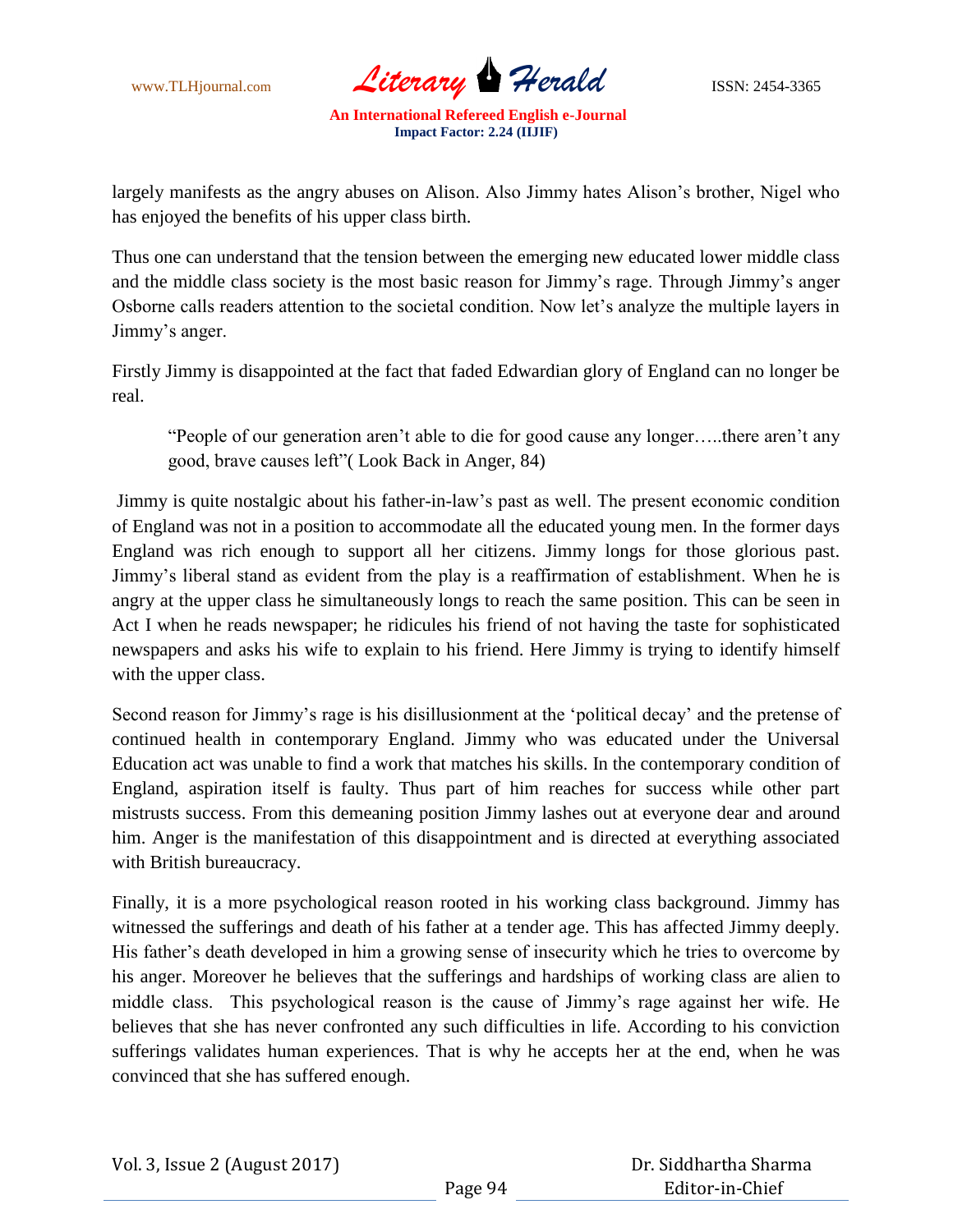largely manifests as the angry abuses on Alison. Also Jimmy hates Alison's brother, Nigel who has enjoyed the benefits of his upper class birth.

Thus one can understand that the tension between the emerging new educated lower middle class and the middle class society is the most basic reason for Jimmy's rage. Through Jimmy's anger Osborne calls readers attention to the societal condition. Now let's analyze the multiple layers in Jimmy's anger.

Firstly Jimmy is disappointed at the fact that faded Edwardian glory of England can no longer be real.

> "People of our generation aren't able to die for good cause any longer…..there aren't any good, brave causes left"( Look Back in Anger, 84)

Jimmy is quite nostalgic about his father-in-law's past as well. The present economic condition of England was not in a position to accommodate all the educated young men. In the former days England was rich enough to support all her citizens. Jimmy longs for those glorious past. Jimmy's liberal stand as evident from the play is a reaffirmation of establishment. When he is angry at the upper class he simultaneously longs to reach the same position. This can be seen in Act I when he reads newspaper; he ridicules his friend of not having the taste for sophisticated newspapers and asks his wife to explain to his friend. Here Jimmy is trying to identify himself with the upper class.

Second reason for Jimmy's rage is his disillusionment at the 'political decay' and the pretense of continued health in contemporary England. Jimmy who was educated under the Universal Education act was unable to find a work that matches his skills. In the contemporary condition of England, aspiration itself is faulty. Thus part of him reaches for success while other part mistrusts success. From this demeaning position Jimmy lashes out at everyone dear and around him. Anger is the manifestation of this disappointment and is directed at everything associated with British bureaucracy.

Finally, it is a more psychological reason rooted in his working class background. Jimmy has witnessed the sufferings and death of his father at a tender age. This has affected Jimmy deeply. His father's death developed in him a growing sense of insecurity which he tries to overcome by his anger. Moreover he believes that the sufferings and hardships of working class are alien to middle class. This psychological reason is the cause of Jimmy's rage against her wife. He believes that she has never confronted any such difficulties in life. According to his conviction sufferings validates human experiences. That is why he accepts her at the end, when he was convinced that she has suffered enough.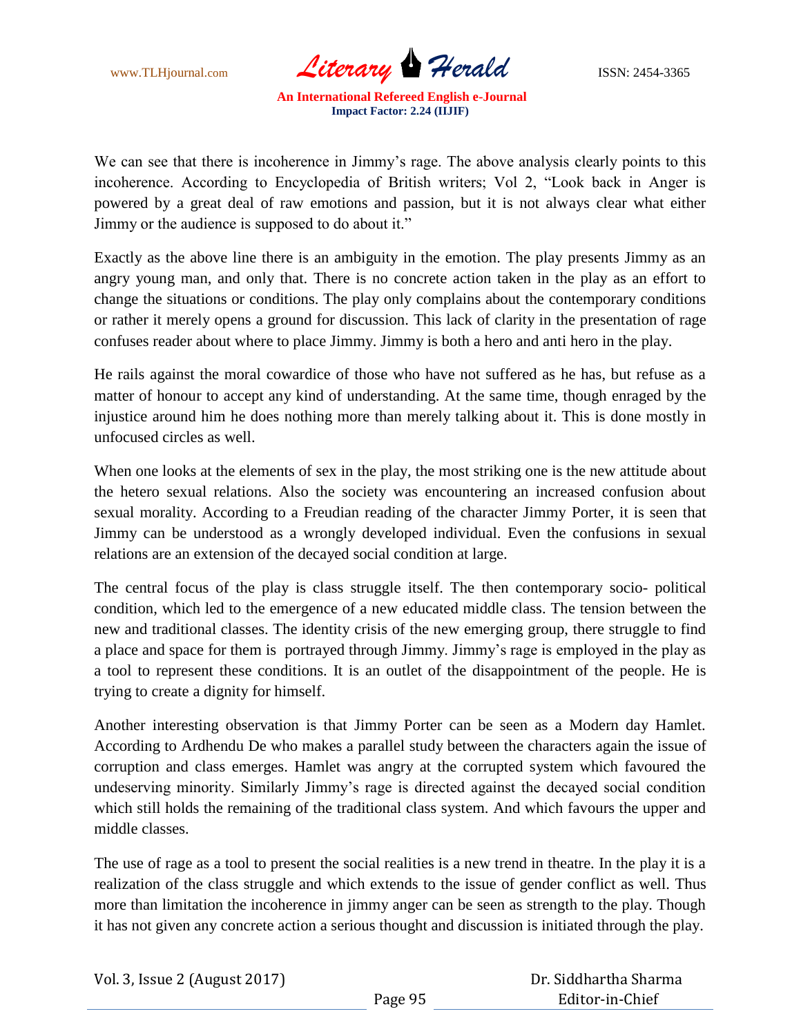We can see that there is incoherence in Jimmy's rage. The above analysis clearly points to this incoherence. According to Encyclopedia of British writers; Vol 2, "Look back in Anger is powered by a great deal of raw emotions and passion, but it is not always clear what either Jimmy or the audience is supposed to do about it."

Exactly as the above line there is an ambiguity in the emotion. The play presents Jimmy as an angry young man, and only that. There is no concrete action taken in the play as an effort to change the situations or conditions. The play only complains about the contemporary conditions or rather it merely opens a ground for discussion. This lack of clarity in the presentation of rage confuses reader about where to place Jimmy. Jimmy is both a hero and anti hero in the play.

He rails against the moral cowardice of those who have not suffered as he has, but refuse as a matter of honour to accept any kind of understanding. At the same time, though enraged by the injustice around him he does nothing more than merely talking about it. This is done mostly in unfocused circles as well.

When one looks at the elements of sex in the play, the most striking one is the new attitude about the hetero sexual relations. Also the society was encountering an increased confusion about sexual morality. According to a Freudian reading of the character Jimmy Porter, it is seen that Jimmy can be understood as a wrongly developed individual. Even the confusions in sexual relations are an extension of the decayed social condition at large.

The central focus of the play is class struggle itself. The then contemporary socio- political condition, which led to the emergence of a new educated middle class. The tension between the new and traditional classes. The identity crisis of the new emerging group, there struggle to find a place and space for them is portrayed through Jimmy. Jimmy's rage is employed in the play as a tool to represent these conditions. It is an outlet of the disappointment of the people. He is trying to create a dignity for himself.

Another interesting observation is that Jimmy Porter can be seen as a Modern day Hamlet. According to Ardhendu De who makes a parallel study between the characters again the issue of corruption and class emerges. Hamlet was angry at the corrupted system which favoured the undeserving minority. Similarly Jimmy's rage is directed against the decayed social condition which still holds the remaining of the traditional class system. And which favours the upper and middle classes.

The use of rage as a tool to present the social realities is a new trend in theatre. In the play it is a realization of the class struggle and which extends to the issue of gender conflict as well. Thus more than limitation the incoherence in jimmy anger can be seen as strength to the play. Though it has not given any concrete action a serious thought and discussion is initiated through the play.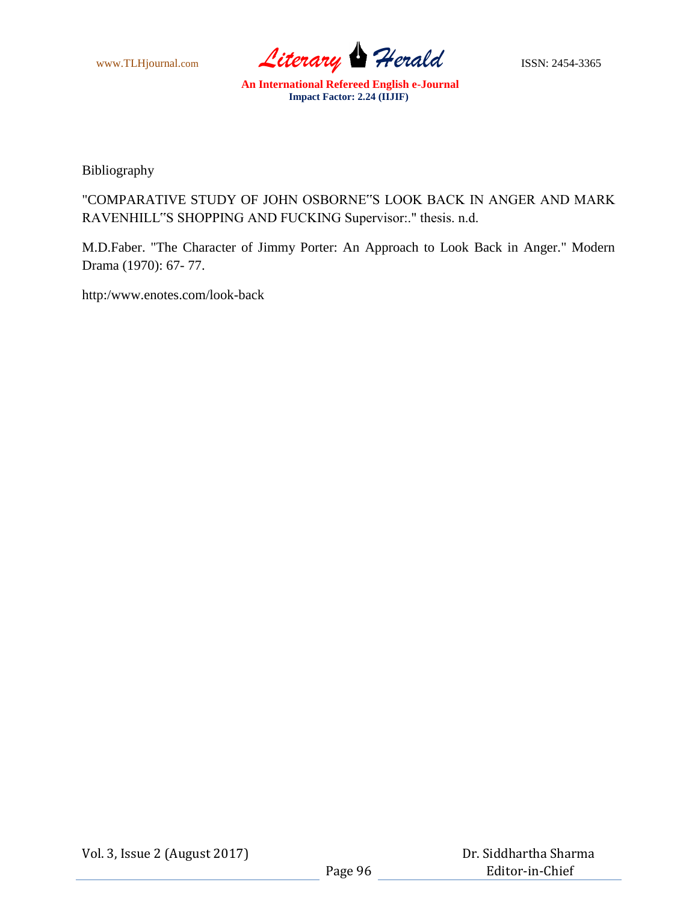Bibliography

"COMPARATIVE STUDY OF JOHN OSBORNE‟S LOOK BACK IN ANGER AND MARK RAVENHILL‟S SHOPPING AND FUCKING Supervisor:." thesis. n.d.

M.D.Faber. "The Character of Jimmy Porter: An Approach to Look Back in Anger." Modern Drama (1970): 67- 77.

http:/www.enotes.com/look-back